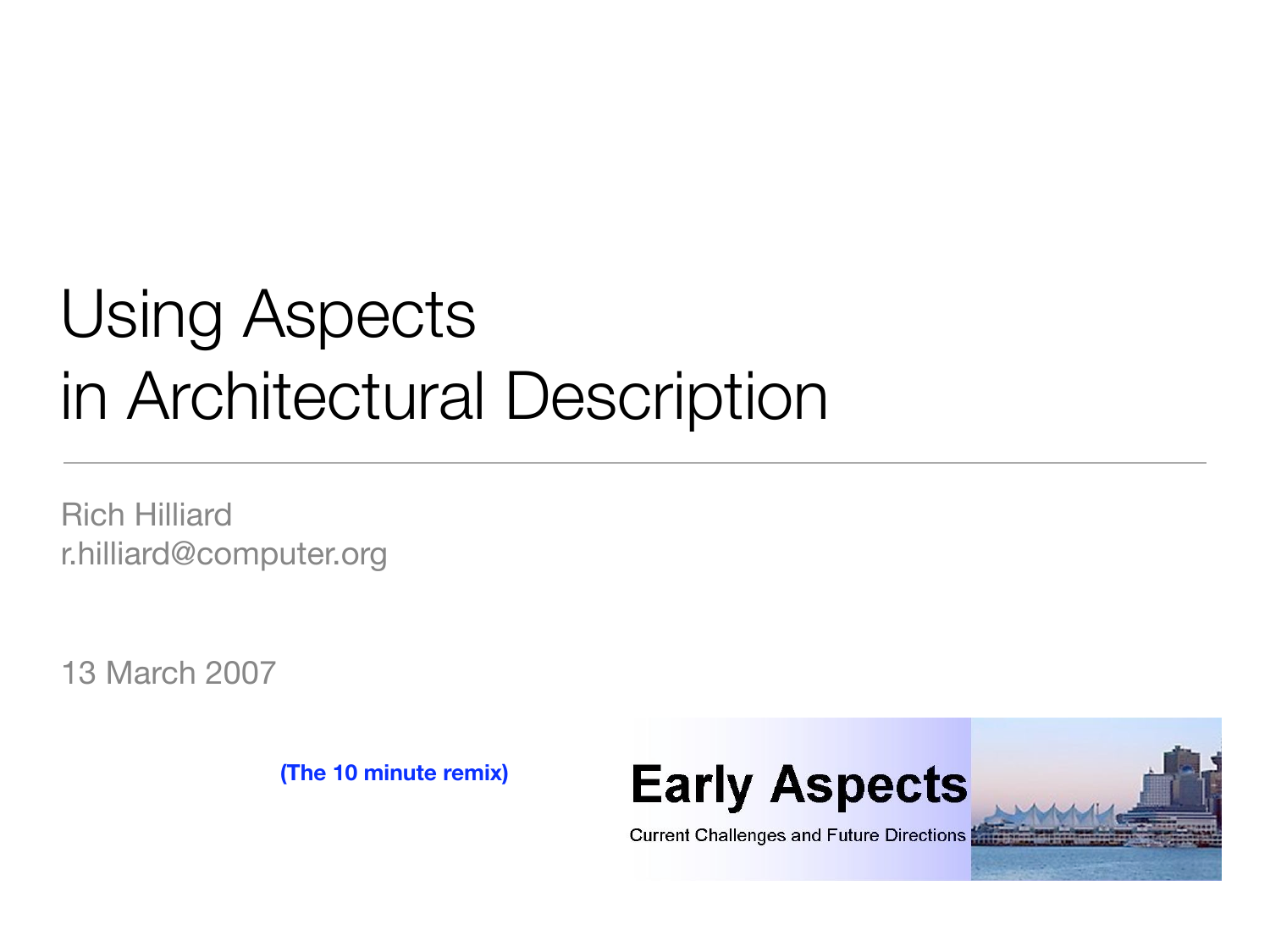# Using Aspects in Architectural Description

Rich Hilliard
r.hilliard@computer.org

13 March 2007

**(The 10 minute remix)**

**Early Aspects**

Current Challenges and Future Directions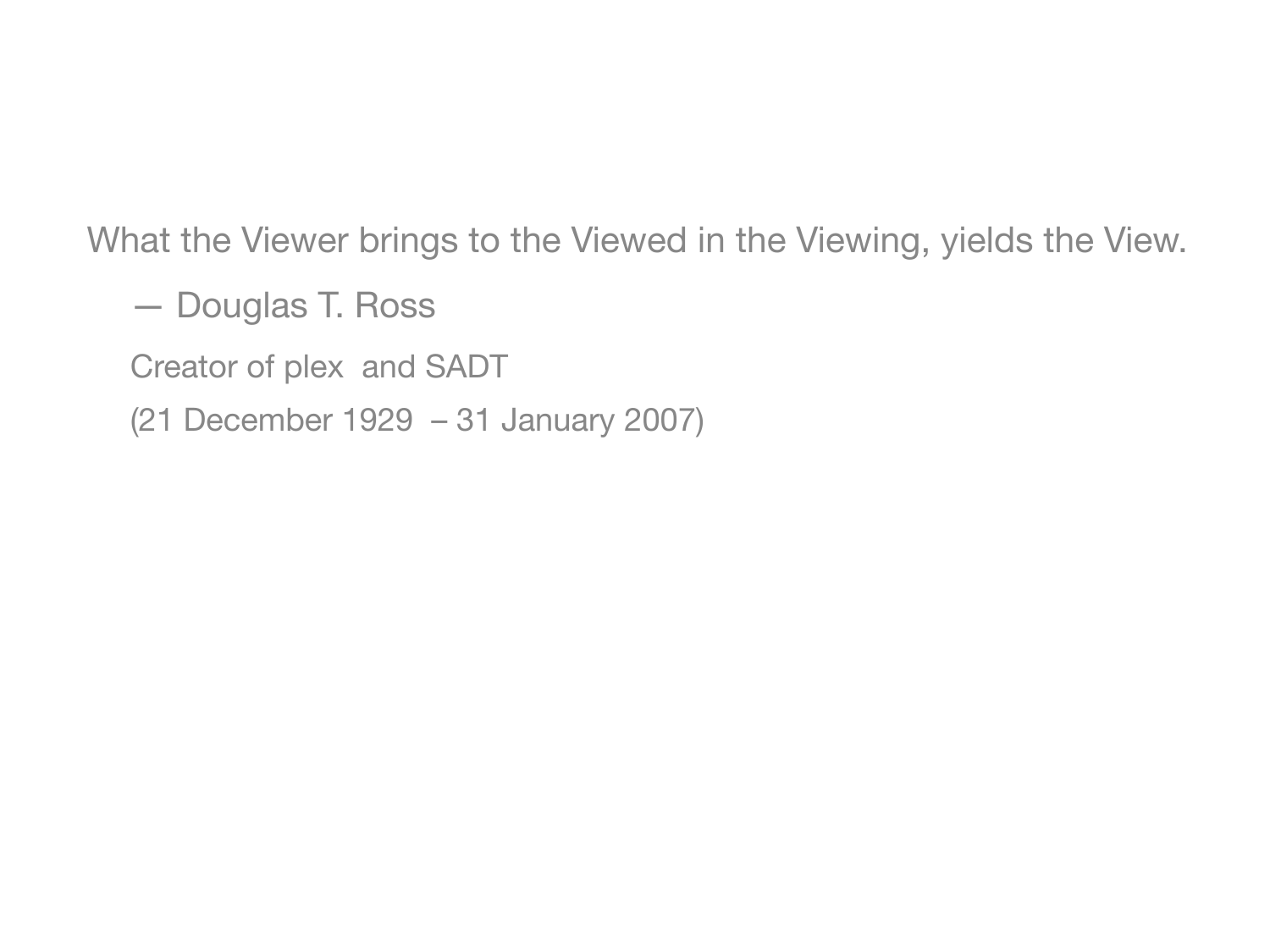What the Viewer brings to the Viewed in the Viewing, yields the View.

— Douglas T. Ross

Creator of plex and SADT

(21 December 1929 – 31 January 2007)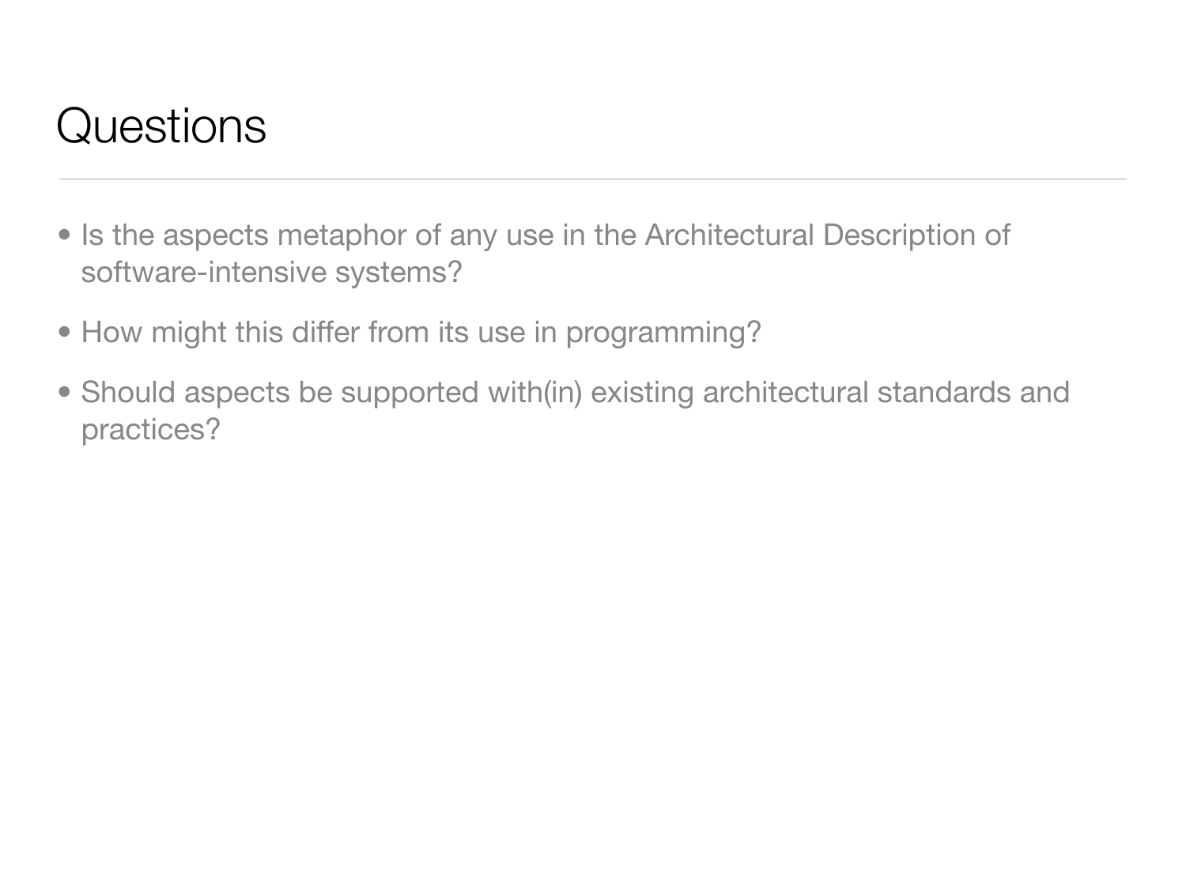# Questions

- Is the aspects metaphor of any use in the Architectural Description of software-intensive systems?
- How might this differ from its use in programming?
- Should aspects be supported with(in) existing architectural standards and practices?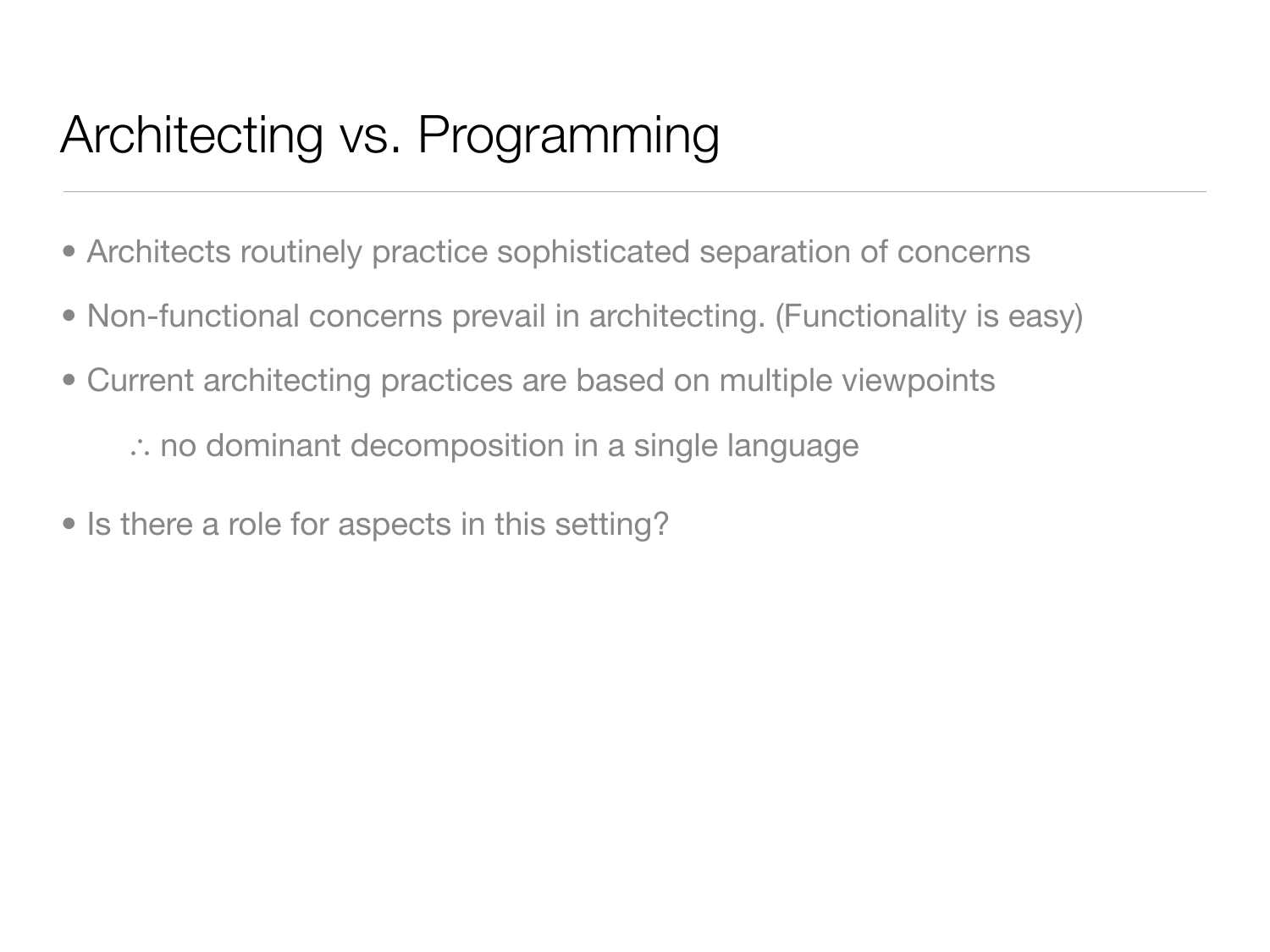# Architecting vs. Programming

- Architects routinely practice sophisticated separation of concerns
- Non-functional concerns prevail in architecting. (Functionality is easy)
- Current architecting practices are based on multiple viewpoints

  ∴ no dominant decomposition in a single language

- Is there a role for aspects in this setting?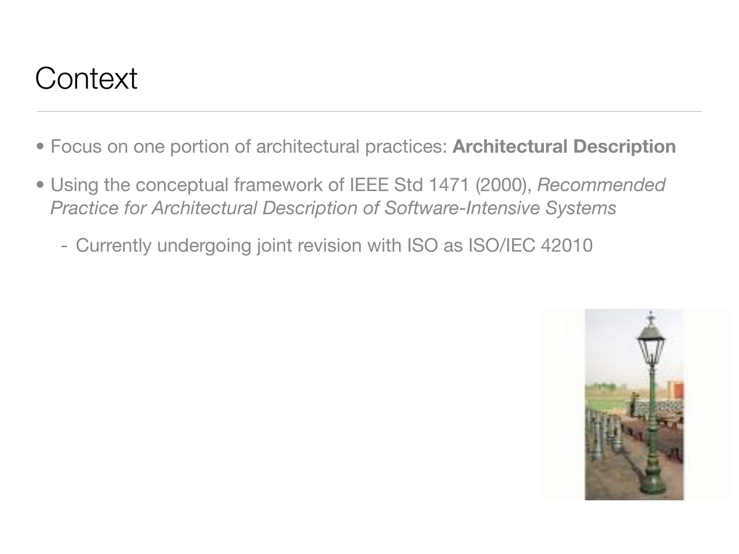# Context

- Focus on one portion of architectural practices: **Architectural Description**
- Using the conceptual framework of IEEE Std 1471 (2000), *Recommended Practice for Architectural Description of Software-Intensive Systems*
  - Currently undergoing joint revision with ISO as ISO/IEC 42010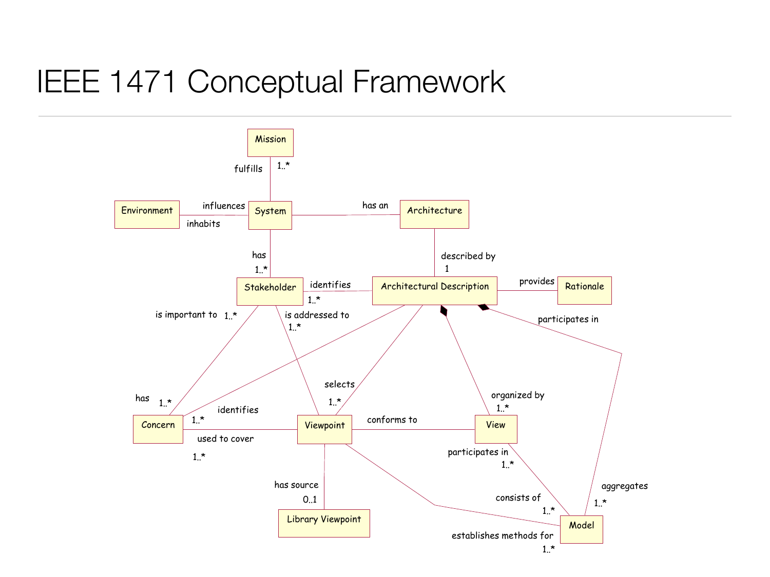# IEEE 1471 Conceptual Framework

Mission

fulfills 1..*

Environment — influences / inhabits — System — has an — Architecture

has 1..*

described by 1

Stakeholder — identifies 1..* — Architectural Description — provides — Rationale

is important to 1..*

is addressed to 1..*

participates in

selects 1..*

organized by 1..*

has 1..*

Concern — identifies 1..* — used to cover 1..* — Viewpoint — conforms to — View

participates in 1..*

has source 0..1

Library Viewpoint

consists of 1..*

aggregates 1..*

establishes methods for 1..*

Model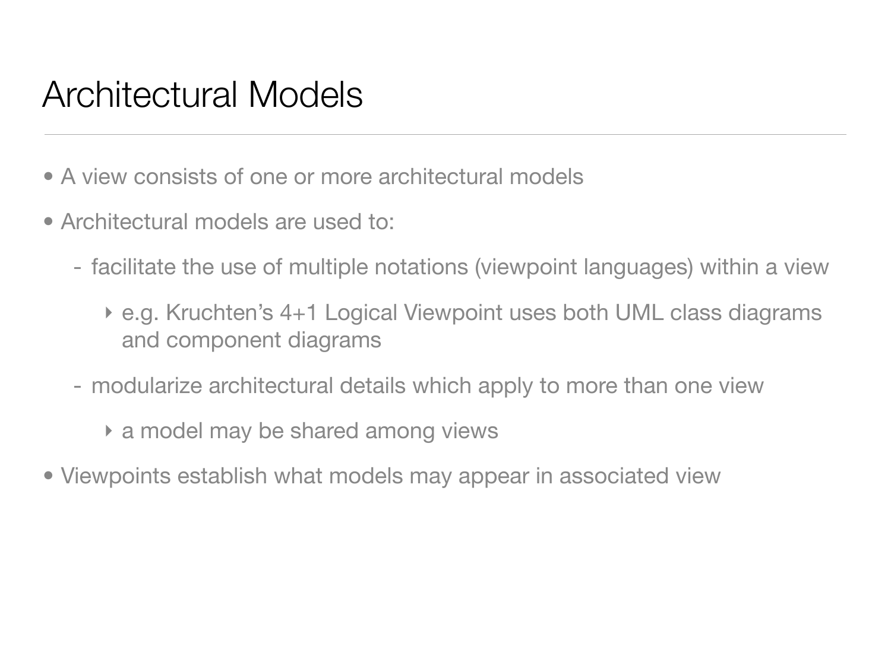# Architectural Models

- A view consists of one or more architectural models
- Architectural models are used to:
  - facilitate the use of multiple notations (viewpoint languages) within a view
    - e.g. Kruchten's 4+1 Logical Viewpoint uses both UML class diagrams and component diagrams
  - modularize architectural details which apply to more than one view
    - a model may be shared among views
- Viewpoints establish what models may appear in associated view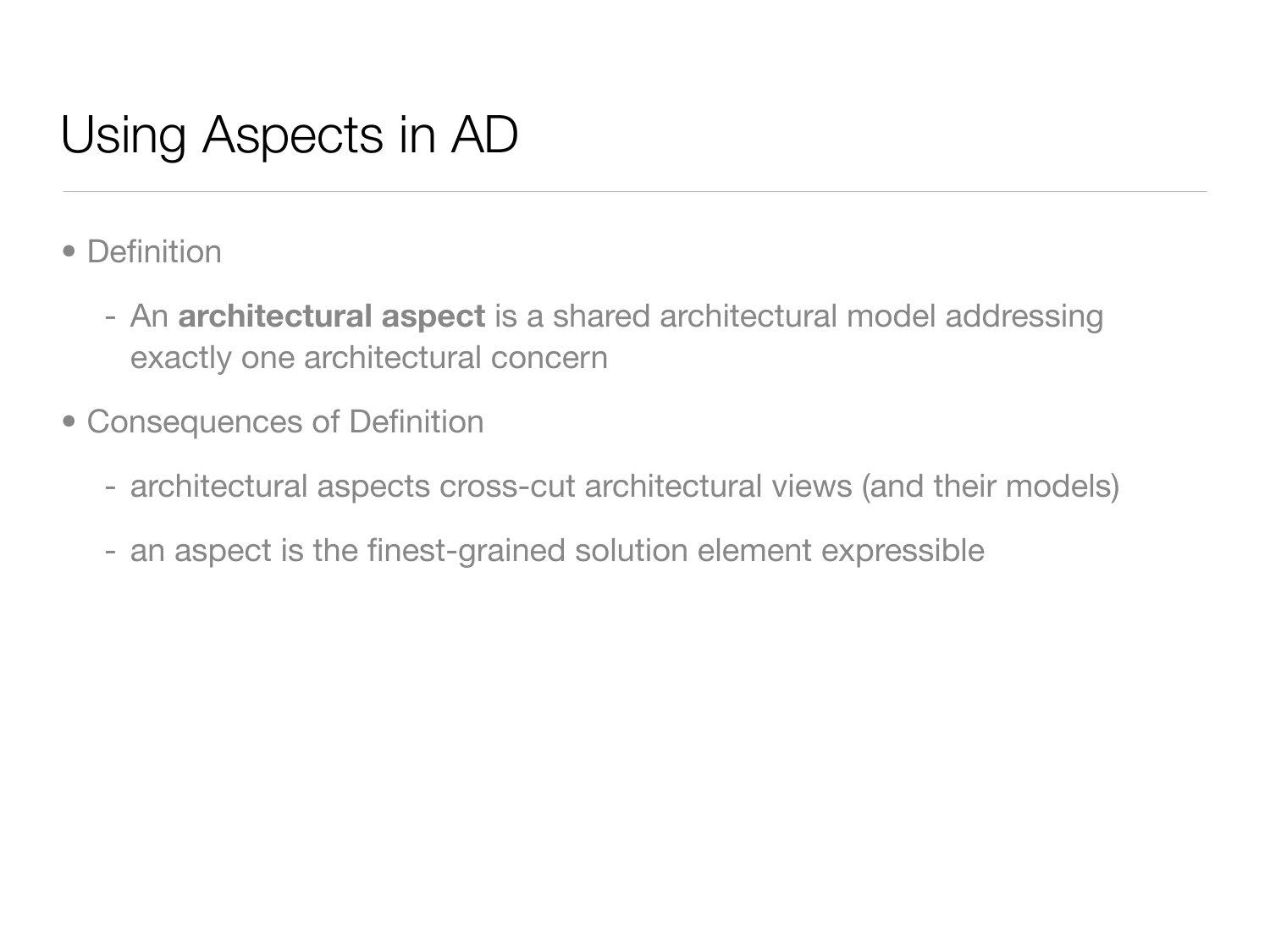# Using Aspects in AD

- Definition
  - An **architectural aspect** is a shared architectural model addressing exactly one architectural concern
- Consequences of Definition
  - architectural aspects cross-cut architectural views (and their models)
  - an aspect is the finest-grained solution element expressible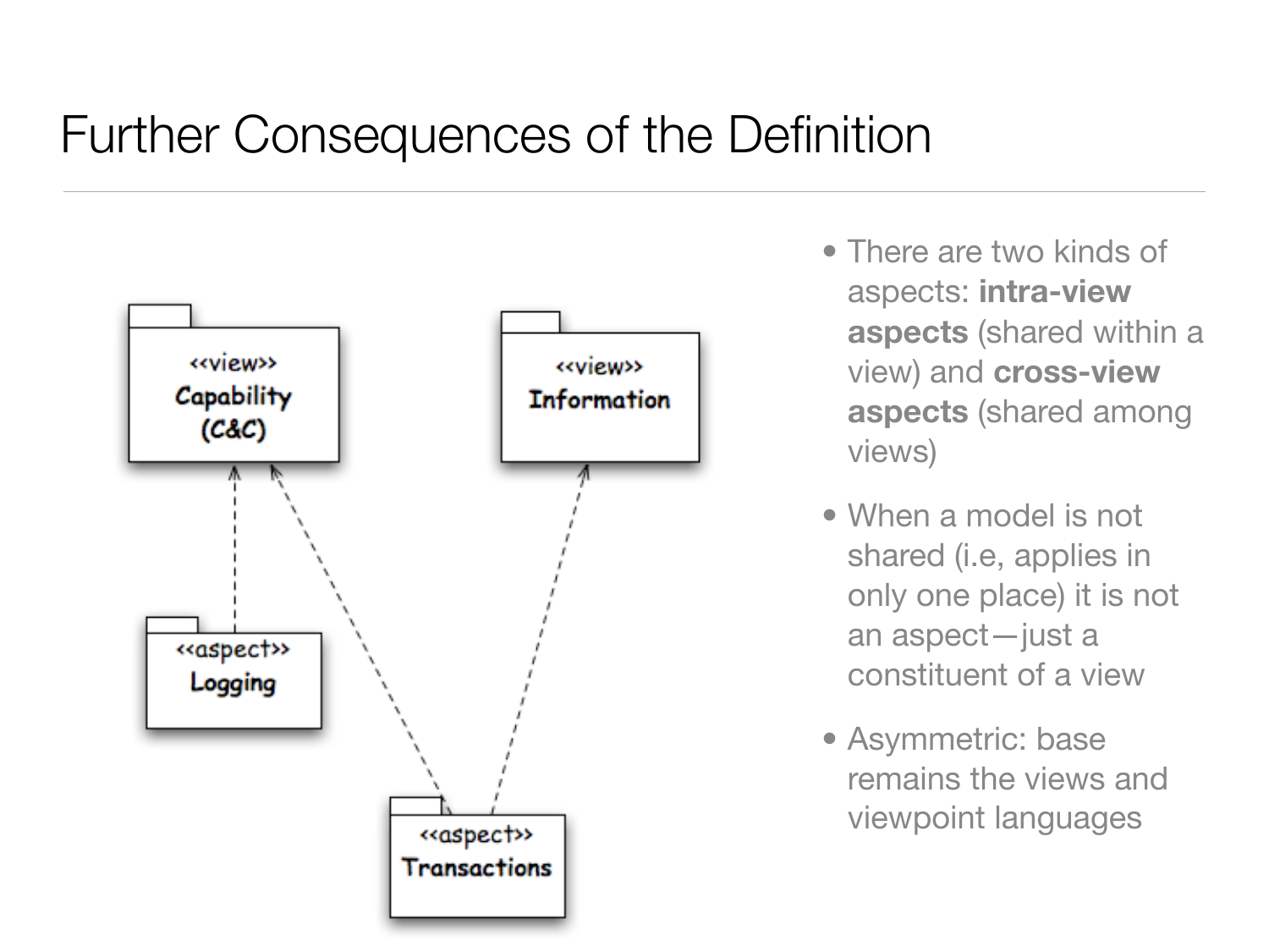# Further Consequences of the Definition

- There are two kinds of aspects: **intra-view aspects** (shared within a view) and **cross-view aspects** (shared among views)
- When a model is not shared (i.e, applies in only one place) it is not an aspect—just a constituent of a view
- Asymmetric: base remains the views and viewpoint languages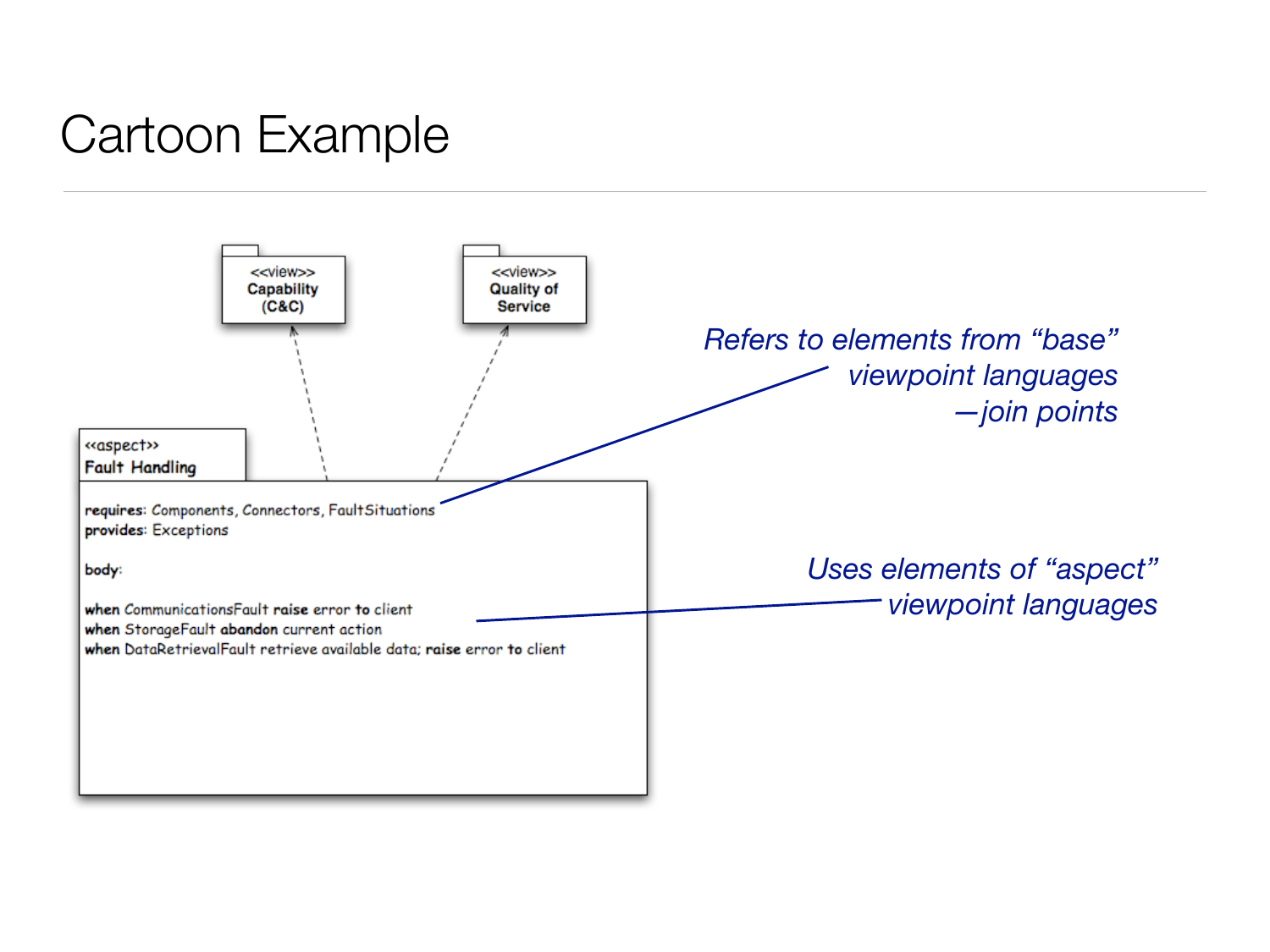# Cartoon Example

<<view>>
**Capability (C&C)**

<<view>>
**Quality of Service**

<<aspect>>
**Fault Handling**

**requires**: Components, Connectors, FaultSituations
**provides**: Exceptions

**body**:

**when** CommunicationsFault **raise** error **to** client
**when** StorageFault **abandon** current action
**when** DataRetrievalFault retrieve available data; **raise** error **to** client

*Refers to elements from "base" viewpoint languages —join points*

*Uses elements of "aspect" viewpoint languages*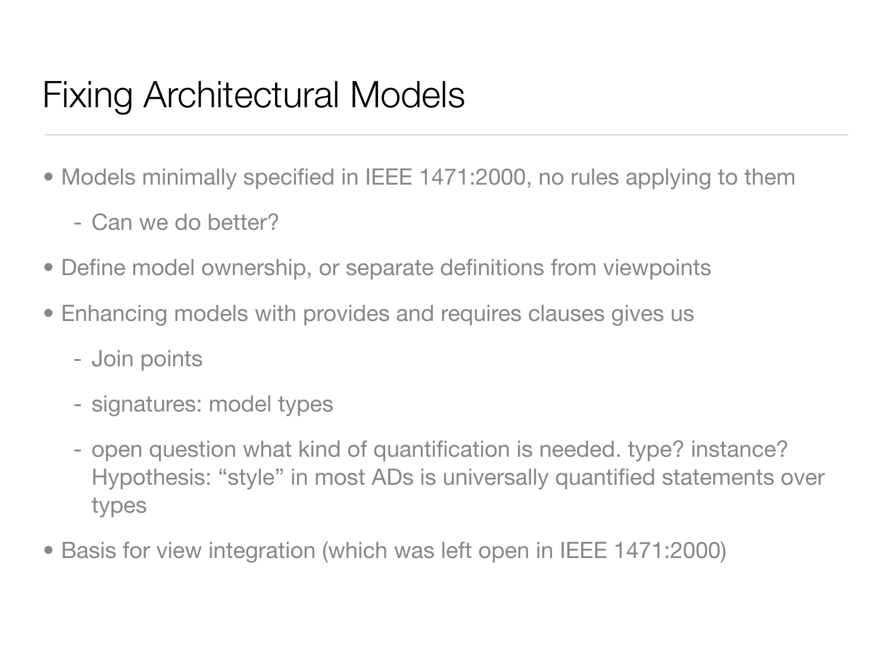# Fixing Architectural Models

- Models minimally specified in IEEE 1471:2000, no rules applying to them
  - Can we do better?
- Define model ownership, or separate definitions from viewpoints
- Enhancing models with provides and requires clauses gives us
  - Join points
  - signatures: model types
  - open question what kind of quantification is needed. type? instance? Hypothesis: “style” in most ADs is universally quantified statements over types
- Basis for view integration (which was left open in IEEE 1471:2000)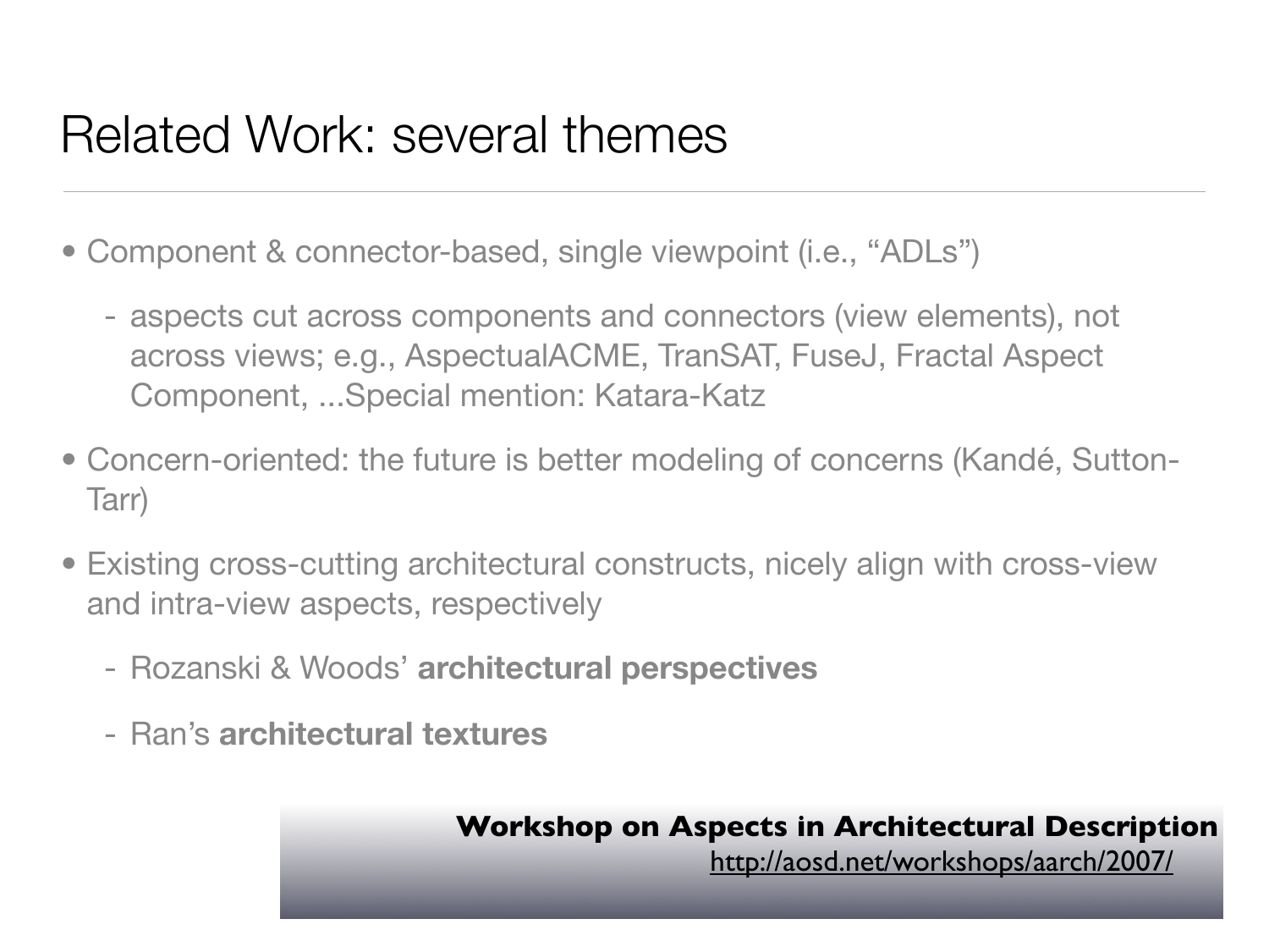# Related Work: several themes

- Component & connector-based, single viewpoint (i.e., "ADLs")
  - aspects cut across components and connectors (view elements), not across views; e.g., AspectualACME, TranSAT, FuseJ, Fractal Aspect Component, ...Special mention: Katara-Katz
- Concern-oriented: the future is better modeling of concerns (Kandé, Sutton-Tarr)
- Existing cross-cutting architectural constructs, nicely align with cross-view and intra-view aspects, respectively
  - Rozanski & Woods' **architectural perspectives**
  - Ran's **architectural textures**

**Workshop on Aspects in Architectural Description**
http://aosd.net/workshops/aarch/2007/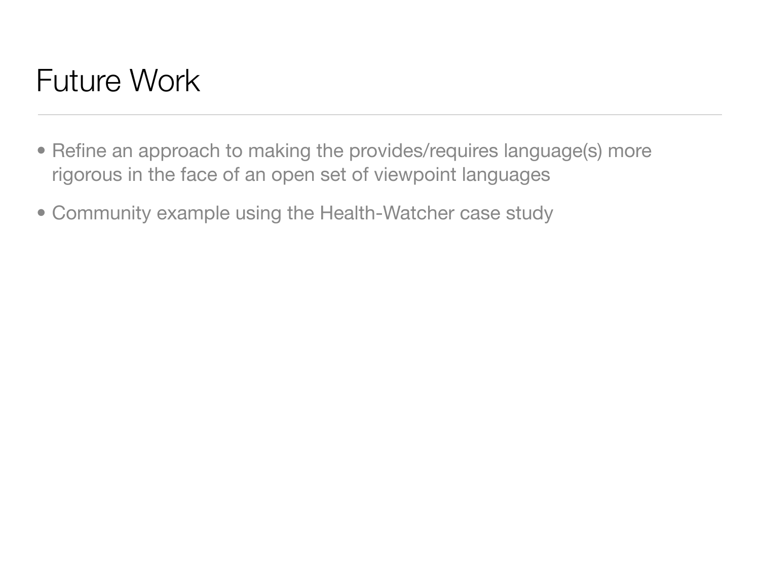# Future Work

- Refine an approach to making the provides/requires language(s) more rigorous in the face of an open set of viewpoint languages
- Community example using the Health-Watcher case study